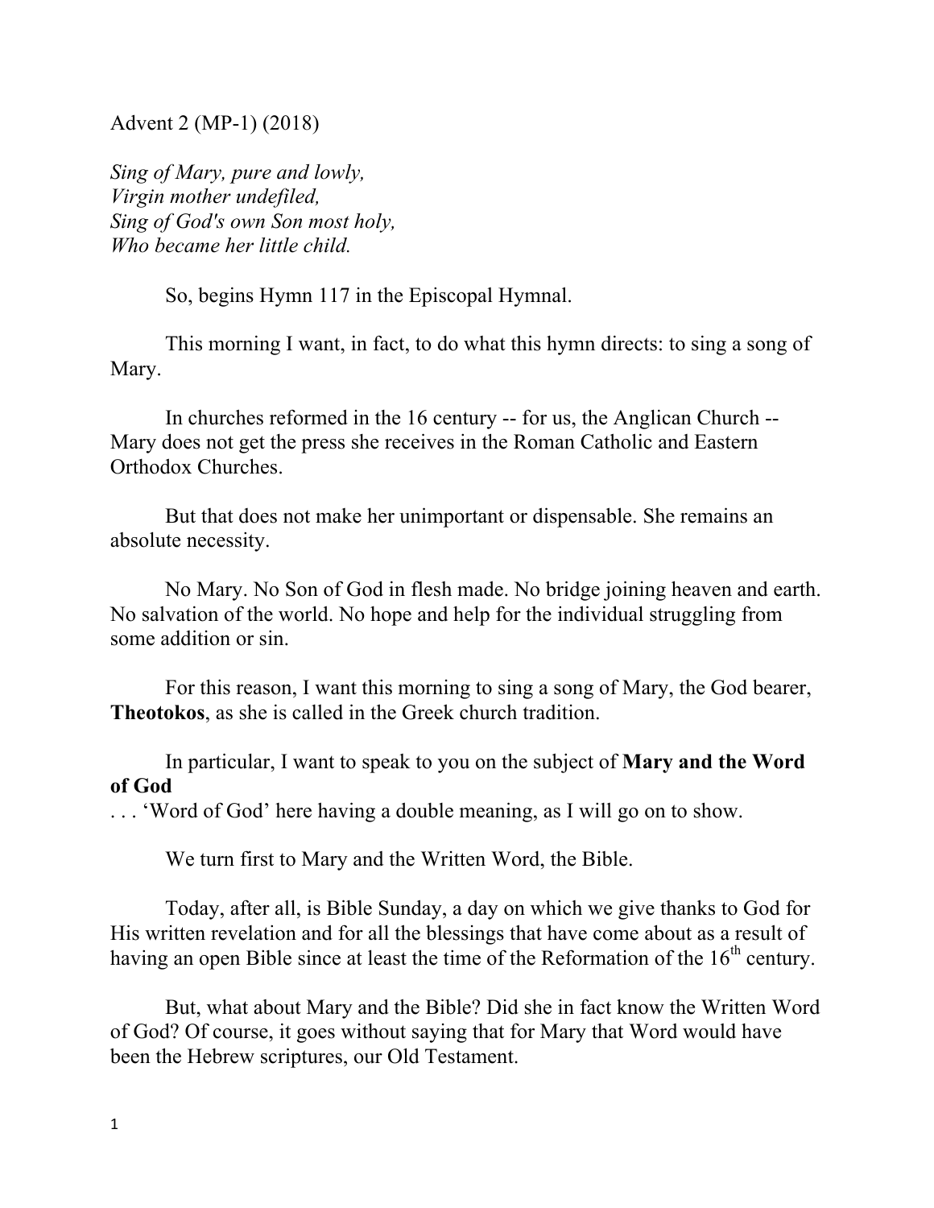Advent 2 (MP-1) (2018)

*Sing of Mary, pure and lowly,*
*Virgin mother undefiled,*
*Sing of God's own Son most holy,*
*Who became her little child.*

So, begins Hymn 117 in the Episcopal Hymnal.

This morning I want, in fact, to do what this hymn directs: to sing a song of Mary.

In churches reformed in the 16 century -- for us, the Anglican Church -- Mary does not get the press she receives in the Roman Catholic and Eastern Orthodox Churches.

But that does not make her unimportant or dispensable. She remains an absolute necessity.

No Mary. No Son of God in flesh made. No bridge joining heaven and earth. No salvation of the world. No hope and help for the individual struggling from some addition or sin.

For this reason, I want this morning to sing a song of Mary, the God bearer, **Theotokos**, as she is called in the Greek church tradition.

In particular, I want to speak to you on the subject of **Mary and the Word of God**
. . . 'Word of God' here having a double meaning, as I will go on to show.

We turn first to Mary and the Written Word, the Bible.

Today, after all, is Bible Sunday, a day on which we give thanks to God for His written revelation and for all the blessings that have come about as a result of having an open Bible since at least the time of the Reformation of the 16th century.

But, what about Mary and the Bible? Did she in fact know the Written Word of God? Of course, it goes without saying that for Mary that Word would have been the Hebrew scriptures, our Old Testament.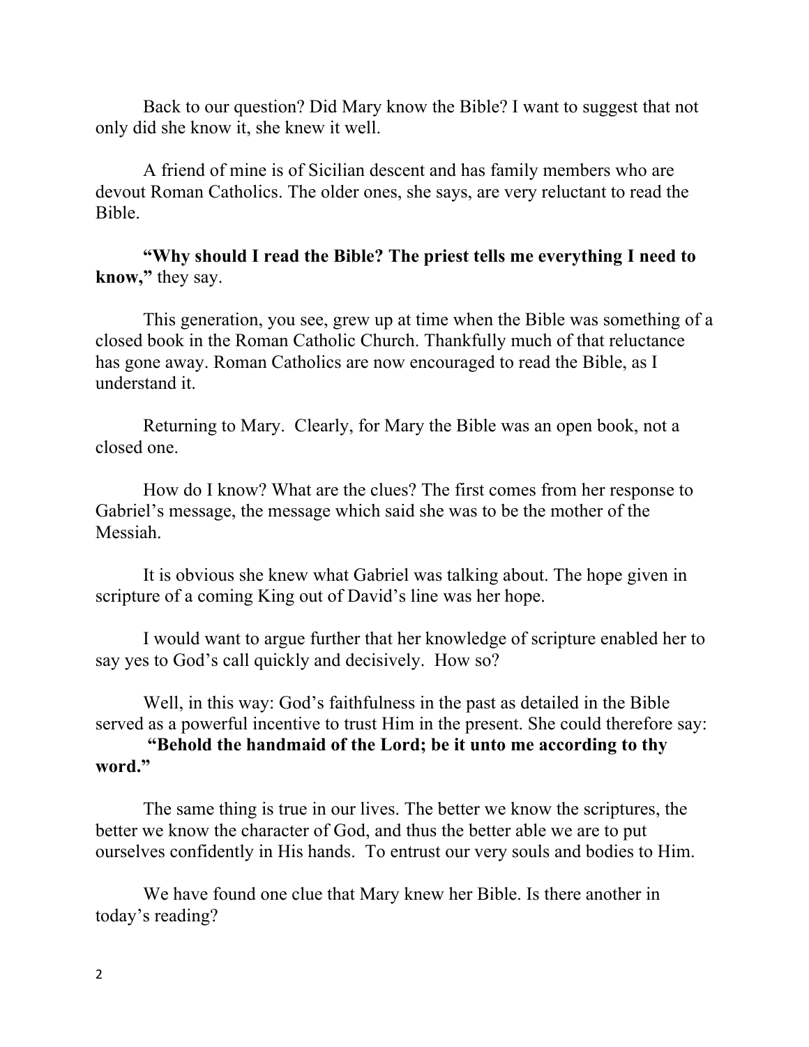Back to our question? Did Mary know the Bible? I want to suggest that not only did she know it, she knew it well.

A friend of mine is of Sicilian descent and has family members who are devout Roman Catholics. The older ones, she says, are very reluctant to read the Bible.

**"Why should I read the Bible? The priest tells me everything I need to know,"** they say.

This generation, you see, grew up at time when the Bible was something of a closed book in the Roman Catholic Church. Thankfully much of that reluctance has gone away. Roman Catholics are now encouraged to read the Bible, as I understand it.

Returning to Mary. Clearly, for Mary the Bible was an open book, not a closed one.

How do I know? What are the clues? The first comes from her response to Gabriel's message, the message which said she was to be the mother of the Messiah.

It is obvious she knew what Gabriel was talking about. The hope given in scripture of a coming King out of David's line was her hope.

I would want to argue further that her knowledge of scripture enabled her to say yes to God's call quickly and decisively. How so?

Well, in this way: God's faithfulness in the past as detailed in the Bible served as a powerful incentive to trust Him in the present. She could therefore say:

**"Behold the handmaid of the Lord; be it unto me according to thy word."**

The same thing is true in our lives. The better we know the scriptures, the better we know the character of God, and thus the better able we are to put ourselves confidently in His hands. To entrust our very souls and bodies to Him.

We have found one clue that Mary knew her Bible. Is there another in today's reading?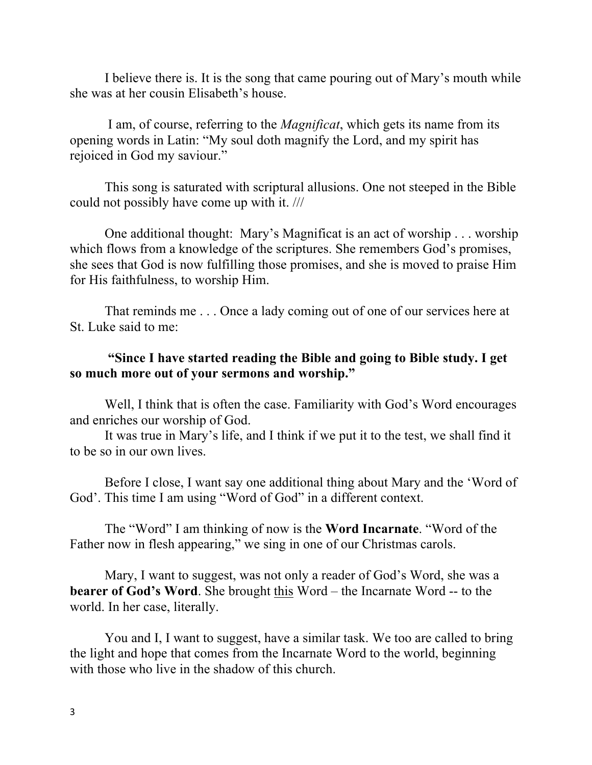I believe there is. It is the song that came pouring out of Mary's mouth while she was at her cousin Elisabeth's house.

I am, of course, referring to the *Magnificat*, which gets its name from its opening words in Latin: "My soul doth magnify the Lord, and my spirit has rejoiced in God my saviour."

This song is saturated with scriptural allusions. One not steeped in the Bible could not possibly have come up with it. ///

One additional thought: Mary's Magnificat is an act of worship . . . worship which flows from a knowledge of the scriptures. She remembers God's promises, she sees that God is now fulfilling those promises, and she is moved to praise Him for His faithfulness, to worship Him.

That reminds me . . . Once a lady coming out of one of our services here at St. Luke said to me:

**"Since I have started reading the Bible and going to Bible study. I get so much more out of your sermons and worship."**

Well, I think that is often the case. Familiarity with God's Word encourages and enriches our worship of God.

It was true in Mary's life, and I think if we put it to the test, we shall find it to be so in our own lives.

Before I close, I want say one additional thing about Mary and the 'Word of God'. This time I am using "Word of God" in a different context.

The "Word" I am thinking of now is the **Word Incarnate**. "Word of the Father now in flesh appearing," we sing in one of our Christmas carols.

Mary, I want to suggest, was not only a reader of God's Word, she was a **bearer of God's Word**. She brought <u>this</u> Word – the Incarnate Word -- to the world. In her case, literally.

You and I, I want to suggest, have a similar task. We too are called to bring the light and hope that comes from the Incarnate Word to the world, beginning with those who live in the shadow of this church.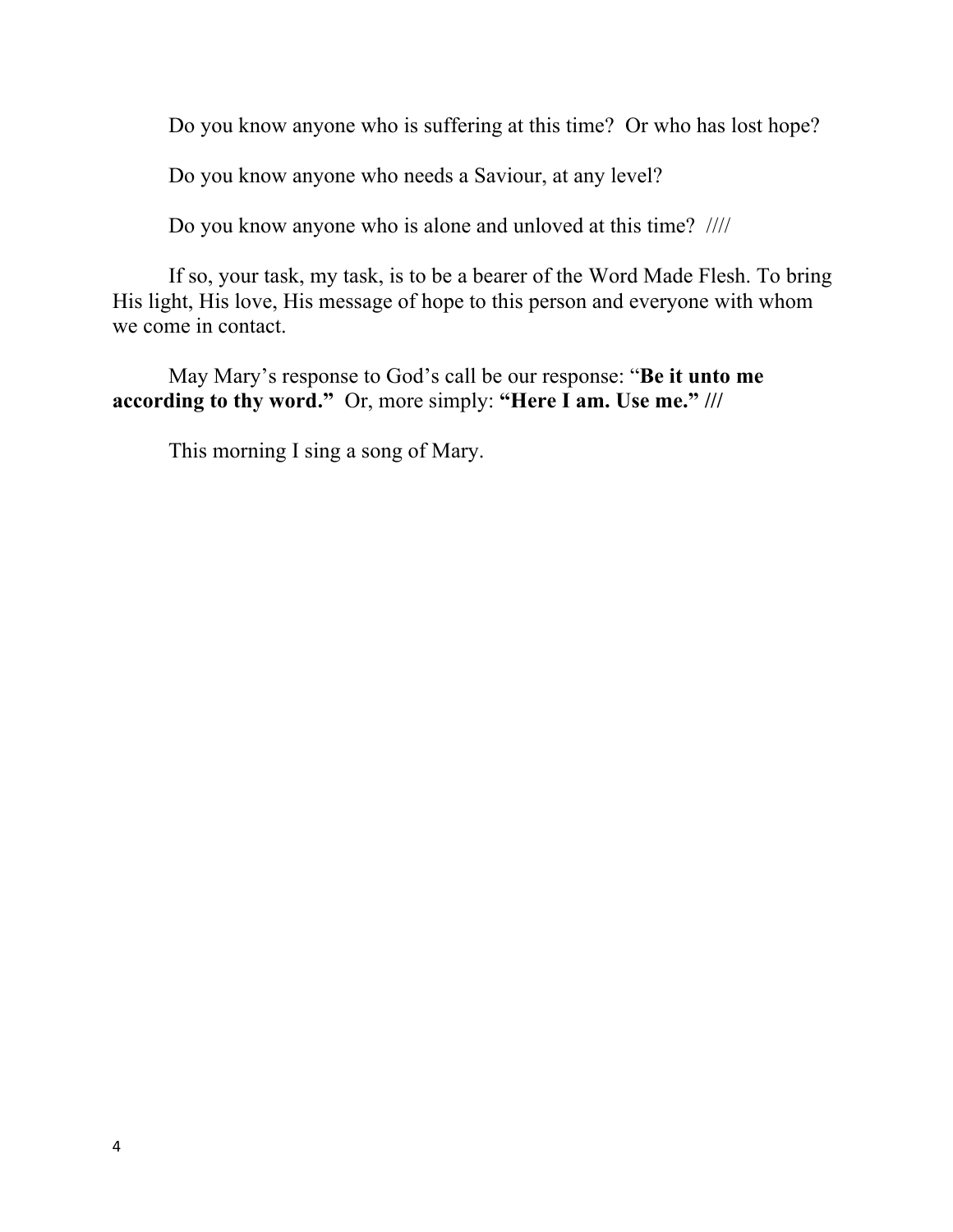Do you know anyone who is suffering at this time? Or who has lost hope?

Do you know anyone who needs a Saviour, at any level?

Do you know anyone who is alone and unloved at this time? ////

If so, your task, my task, is to be a bearer of the Word Made Flesh. To bring His light, His love, His message of hope to this person and everyone with whom we come in contact.

May Mary's response to God's call be our response: "**Be it unto me according to thy word.**" Or, more simply: **"Here I am. Use me." ///**

This morning I sing a song of Mary.